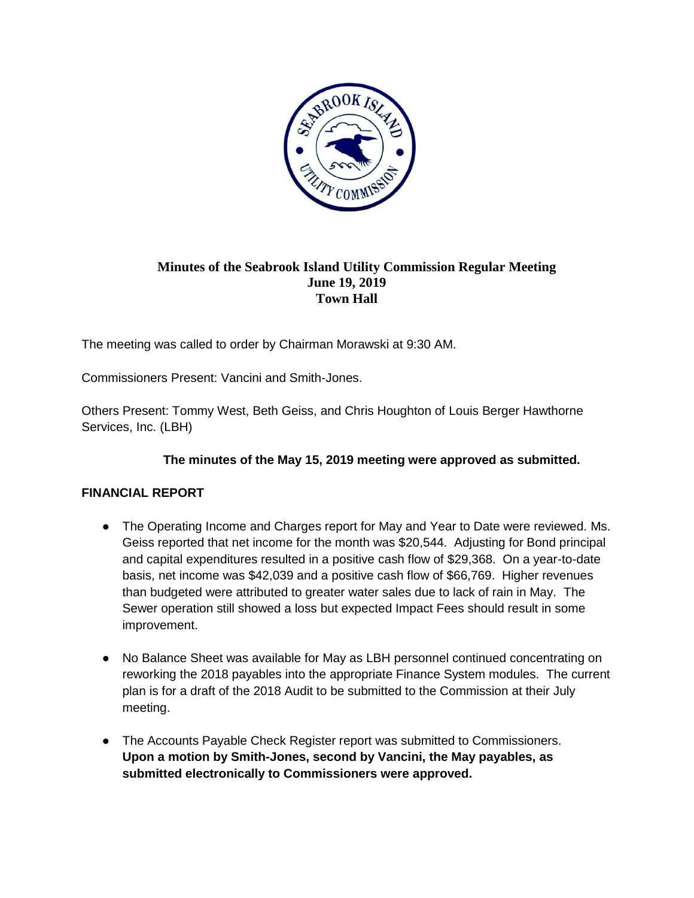# Minutes of the Seabrook Island Utility Commission Regular Meeting
## June 19, 2019
## Town Hall

The meeting was called to order by Chairman Morawski at 9:30 AM.

Commissioners Present: Vancini and Smith-Jones.

Others Present: Tommy West, Beth Geiss, and Chris Houghton of Louis Berger Hawthorne Services, Inc. (LBH)

**The minutes of the May 15, 2019 meeting were approved as submitted.**

## FINANCIAL REPORT

- The Operating Income and Charges report for May and Year to Date were reviewed. Ms. Geiss reported that net income for the month was $20,544. Adjusting for Bond principal and capital expenditures resulted in a positive cash flow of $29,368. On a year-to-date basis, net income was $42,039 and a positive cash flow of $66,769. Higher revenues than budgeted were attributed to greater water sales due to lack of rain in May. The Sewer operation still showed a loss but expected Impact Fees should result in some improvement.
- No Balance Sheet was available for May as LBH personnel continued concentrating on reworking the 2018 payables into the appropriate Finance System modules. The current plan is for a draft of the 2018 Audit to be submitted to the Commission at their July meeting.
- The Accounts Payable Check Register report was submitted to Commissioners. **Upon a motion by Smith-Jones, second by Vancini, the May payables, as submitted electronically to Commissioners were approved.**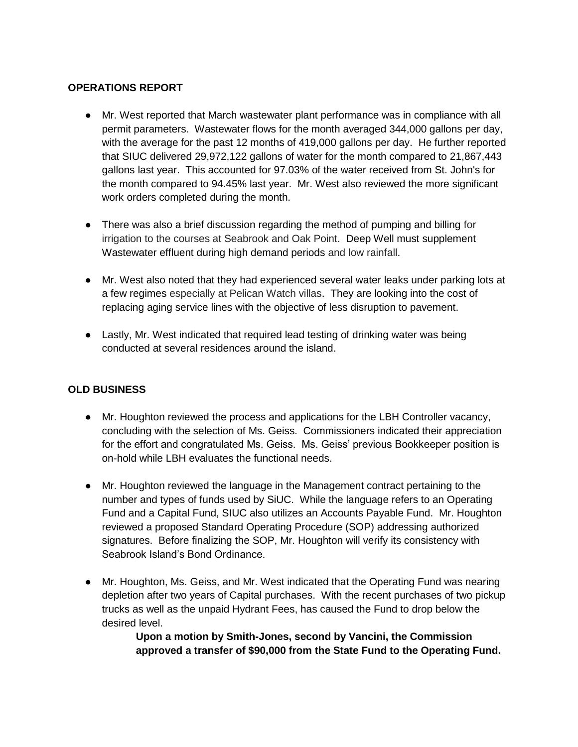**OPERATIONS REPORT**

- Mr. West reported that March wastewater plant performance was in compliance with all permit parameters. Wastewater flows for the month averaged 344,000 gallons per day, with the average for the past 12 months of 419,000 gallons per day. He further reported that SIUC delivered 29,972,122 gallons of water for the month compared to 21,867,443 gallons last year. This accounted for 97.03% of the water received from St. John's for the month compared to 94.45% last year. Mr. West also reviewed the more significant work orders completed during the month.

- There was also a brief discussion regarding the method of pumping and billing for irrigation to the courses at Seabrook and Oak Point. Deep Well must supplement Wastewater effluent during high demand periods and low rainfall.

- Mr. West also noted that they had experienced several water leaks under parking lots at a few regimes especially at Pelican Watch villas. They are looking into the cost of replacing aging service lines with the objective of less disruption to pavement.

- Lastly, Mr. West indicated that required lead testing of drinking water was being conducted at several residences around the island.

**OLD BUSINESS**

- Mr. Houghton reviewed the process and applications for the LBH Controller vacancy, concluding with the selection of Ms. Geiss. Commissioners indicated their appreciation for the effort and congratulated Ms. Geiss. Ms. Geiss' previous Bookkeeper position is on-hold while LBH evaluates the functional needs.

- Mr. Houghton reviewed the language in the Management contract pertaining to the number and types of funds used by SiUC. While the language refers to an Operating Fund and a Capital Fund, SIUC also utilizes an Accounts Payable Fund. Mr. Houghton reviewed a proposed Standard Operating Procedure (SOP) addressing authorized signatures. Before finalizing the SOP, Mr. Houghton will verify its consistency with Seabrook Island's Bond Ordinance.

- Mr. Houghton, Ms. Geiss, and Mr. West indicated that the Operating Fund was nearing depletion after two years of Capital purchases. With the recent purchases of two pickup trucks as well as the unpaid Hydrant Fees, has caused the Fund to drop below the desired level.

  **Upon a motion by Smith-Jones, second by Vancini, the Commission approved a transfer of $90,000 from the State Fund to the Operating Fund.**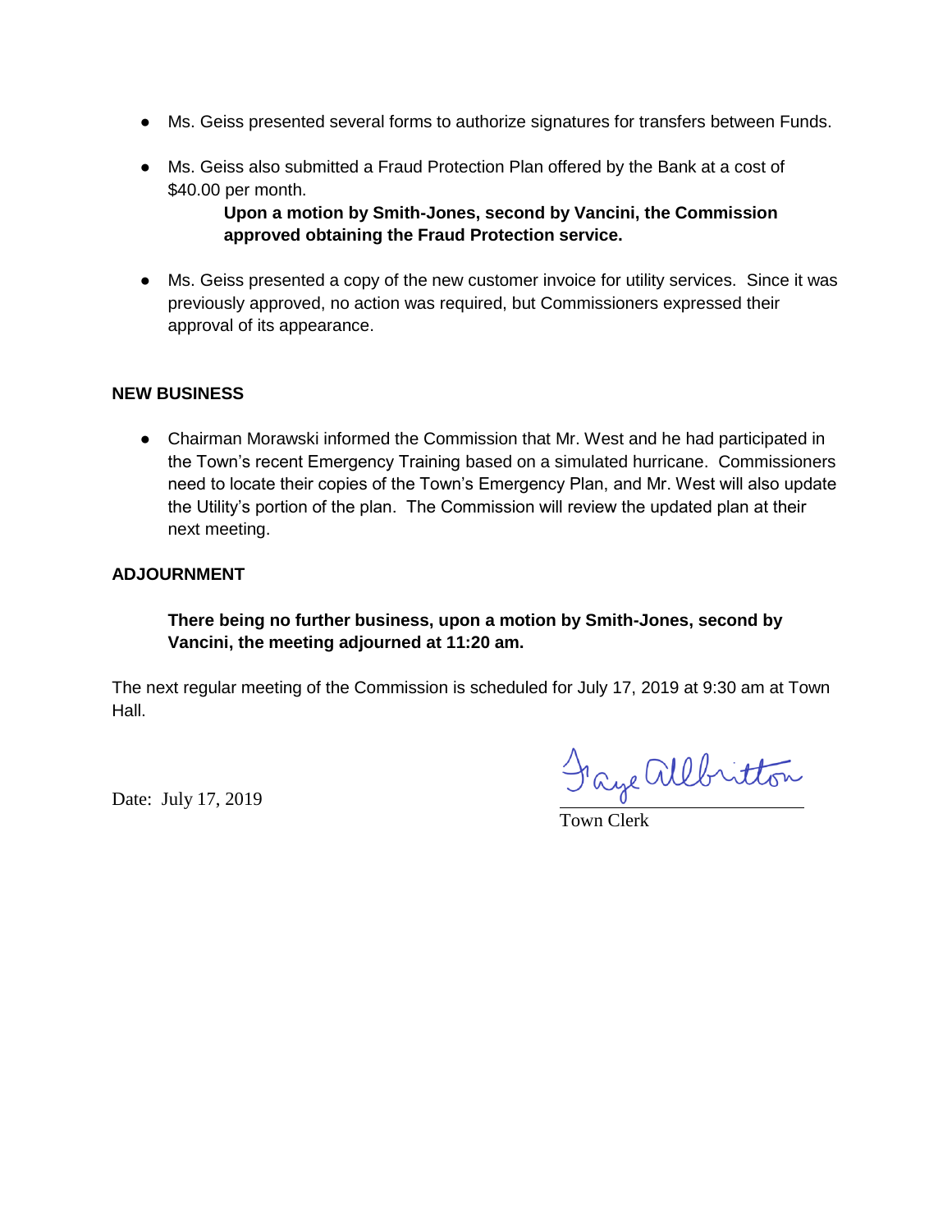- Ms. Geiss presented several forms to authorize signatures for transfers between Funds.

- Ms. Geiss also submitted a Fraud Protection Plan offered by the Bank at a cost of $40.00 per month.

  **Upon a motion by Smith-Jones, second by Vancini, the Commission approved obtaining the Fraud Protection service.**

- Ms. Geiss presented a copy of the new customer invoice for utility services. Since it was previously approved, no action was required, but Commissioners expressed their approval of its appearance.

**NEW BUSINESS**

- Chairman Morawski informed the Commission that Mr. West and he had participated in the Town's recent Emergency Training based on a simulated hurricane. Commissioners need to locate their copies of the Town's Emergency Plan, and Mr. West will also update the Utility's portion of the plan. The Commission will review the updated plan at their next meeting.

**ADJOURNMENT**

**There being no further business, upon a motion by Smith-Jones, second by Vancini, the meeting adjourned at 11:20 am.**

The next regular meeting of the Commission is scheduled for July 17, 2019 at 9:30 am at Town Hall.

Date: July 17, 2019

Faye Allbritton

Town Clerk